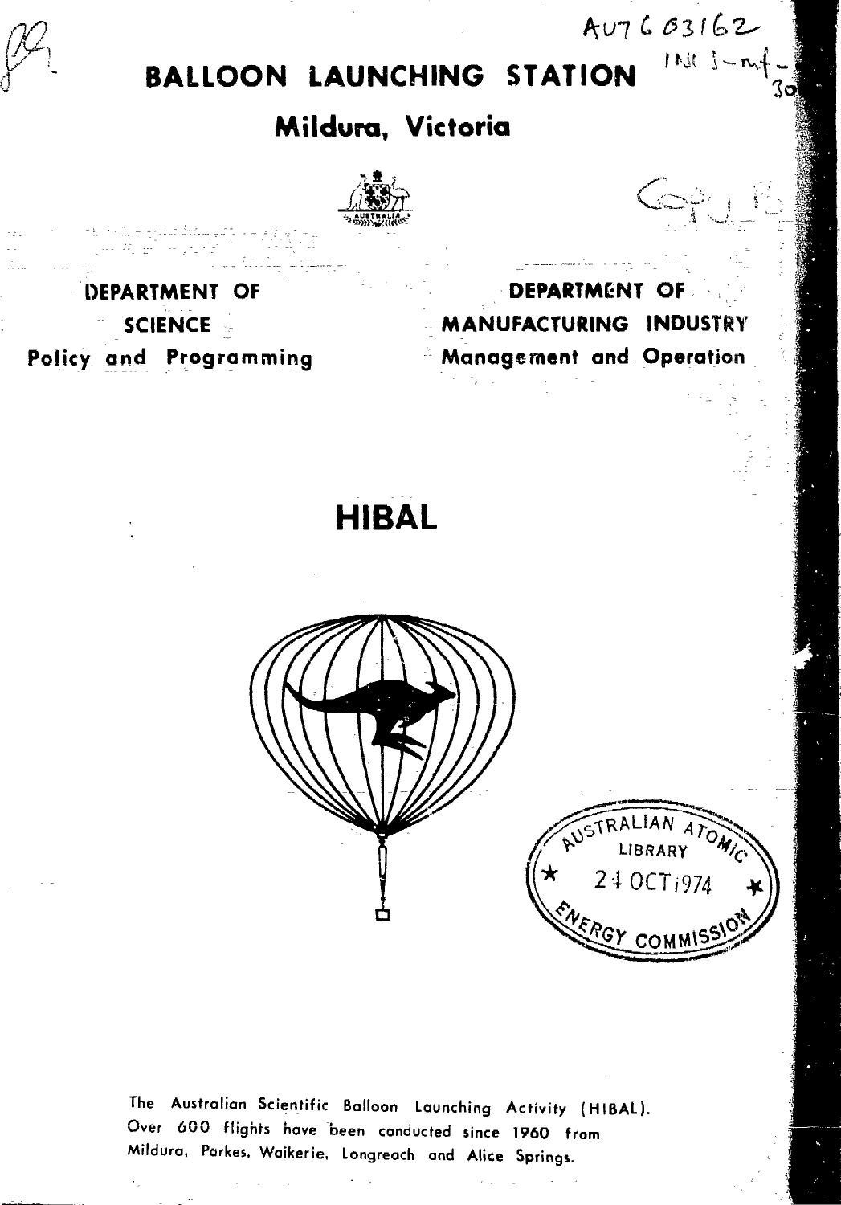# BALLOON LAUNCHING STATION

## Mildura, Victoria

**DEPARTMENT OF SCIENCE**
**Policy and Programming**

**DEPARTMENT OF MANUFACTURING INDUSTRY**
**Management and Operation**

# HIBAL

AUSTRALIAN ATOMIC ENERGY COMMISSION
LIBRARY
24 OCT 1974

The Australian Scientific Balloon Launching Activity (HIBAL). Over 600 flights have been conducted since 1960 from Mildura, Parkes, Waikerie, Longreach and Alice Springs.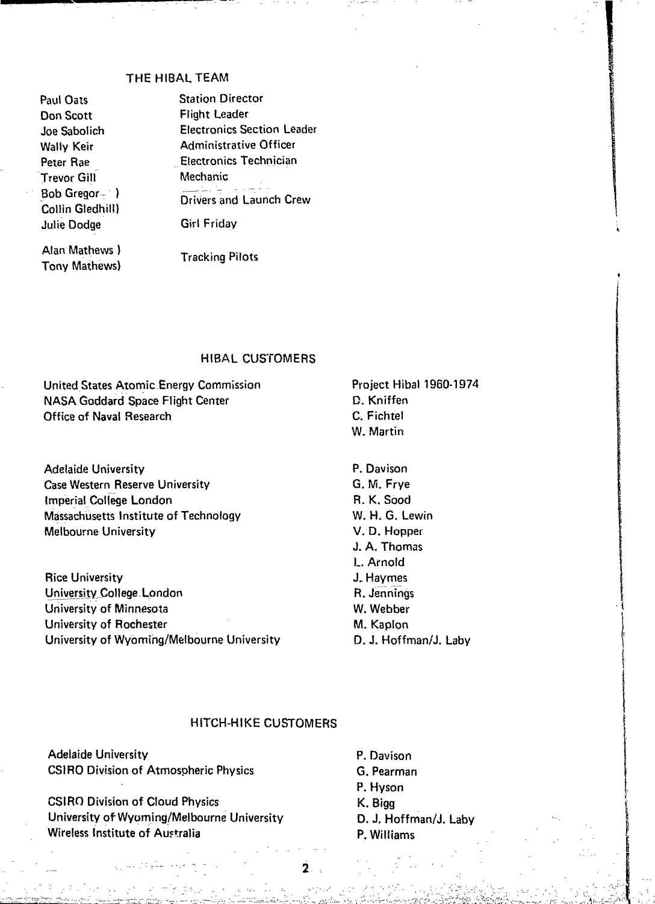## THE HIBAL TEAM

| | |
|---|---|
| Paul Oats | Station Director |
| Don Scott | Flight Leader |
| Joe Sabolich | Electronics Section Leader |
| Wally Keir | Administrative Officer |
| Peter Rae | Electronics Technician |
| Trevor Gill | Mechanic |
| Bob Gregor ) Collin Gledhill) | Drivers and Launch Crew |
| Julie Dodge | Girl Friday |
| Alan Mathews ) Tony Mathews) | Tracking Pilots |

## HIBAL CUSTOMERS

| | |
|---|---|
| United States Atomic Energy Commission | Project Hibal 1960-1974 |
| NASA Goddard Space Flight Center | D. Kniffen |
| Office of Naval Research | C. Fichtel |
| | W. Martin |
| Adelaide University | P. Davison |
| Case Western Reserve University | G. M. Frye |
| Imperial College London | R. K. Sood |
| Massachusetts Institute of Technology | W. H. G. Lewin |
| Melbourne University | V. D. Hopper |
| | J. A. Thomas |
| | L. Arnold |
| Rice University | J. Haymes |
| University College London | R. Jennings |
| University of Minnesota | W. Webber |
| University of Rochester | M. Kaplon |
| University of Wyoming/Melbourne University | D. J. Hoffman/J. Laby |

## HITCH-HIKE CUSTOMERS

| | |
|---|---|
| Adelaide University | P. Davison |
| CSIRO Division of Atmospheric Physics | G. Pearman |
| | P. Hyson |
| CSIRO Division of Cloud Physics | K. Bigg |
| University of Wyoming/Melbourne University | D. J. Hoffman/J. Laby |
| Wireless Institute of Australia | P. Williams |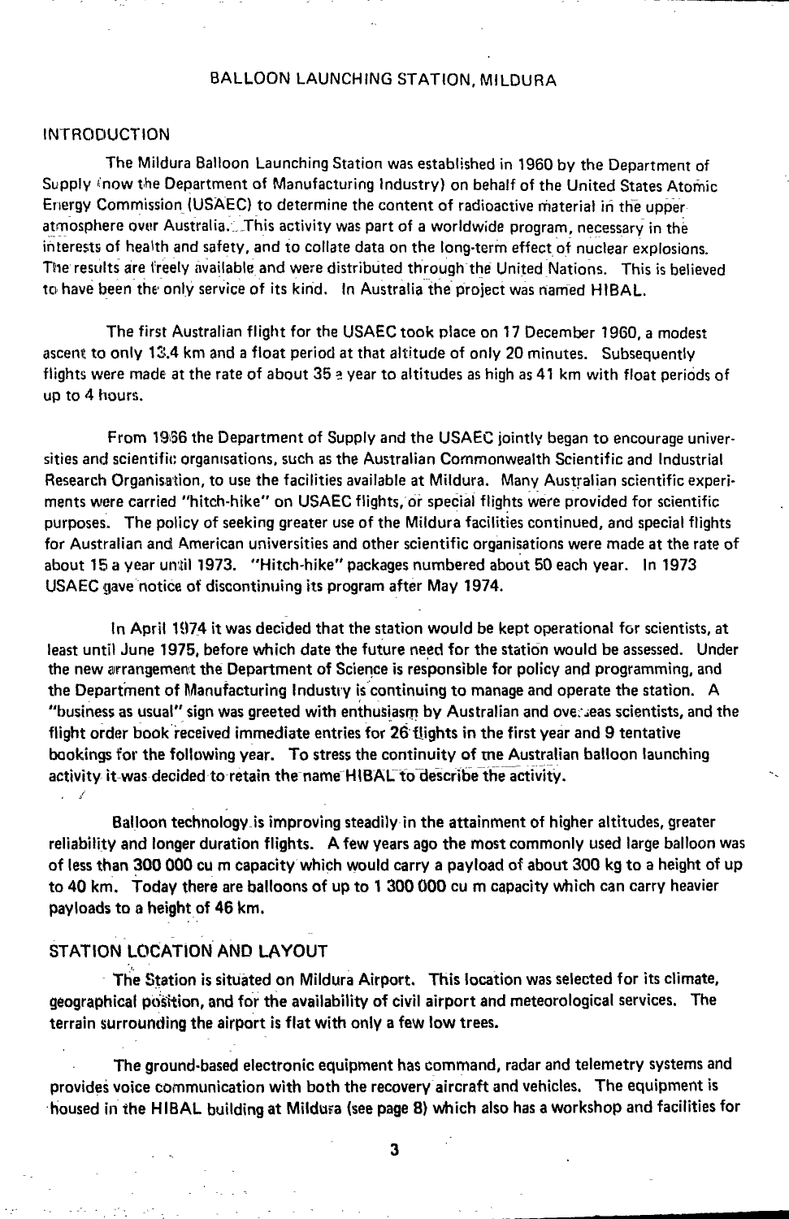# BALLOON LAUNCHING STATION, MILDURA

## INTRODUCTION

The Mildura Balloon Launching Station was established in 1960 by the Department of Supply (now the Department of Manufacturing Industry) on behalf of the United States Atomic Energy Commission (USAEC) to determine the content of radioactive material in the upper atmosphere over Australia. This activity was part of a worldwide program, necessary in the interests of health and safety, and to collate data on the long-term effect of nuclear explosions. The results are freely available and were distributed through the United Nations. This is believed to have been the only service of its kind. In Australia the project was named HIBAL.

The first Australian flight for the USAEC took place on 17 December 1960, a modest ascent to only 13.4 km and a float period at that altitude of only 20 minutes. Subsequently flights were made at the rate of about 35 a year to altitudes as high as 41 km with float periods of up to 4 hours.

From 1966 the Department of Supply and the USAEC jointly began to encourage universities and scientific organisations, such as the Australian Commonwealth Scientific and Industrial Research Organisation, to use the facilities available at Mildura. Many Australian scientific experiments were carried "hitch-hike" on USAEC flights, or special flights were provided for scientific purposes. The policy of seeking greater use of the Mildura facilities continued, and special flights for Australian and American universities and other scientific organisations were made at the rate of about 15 a year until 1973. "Hitch-hike" packages numbered about 50 each year. In 1973 USAEC gave notice of discontinuing its program after May 1974.

In April 1974 it was decided that the station would be kept operational for scientists, at least until June 1975, before which date the future need for the station would be assessed. Under the new arrangement the Department of Science is responsible for policy and programming, and the Department of Manufacturing Industry is continuing to manage and operate the station. A "business as usual" sign was greeted with enthusiasm by Australian and overseas scientists, and the flight order book received immediate entries for 26 flights in the first year and 9 tentative bookings for the following year. To stress the continuity of the Australian balloon launching activity it was decided to retain the name HIBAL to describe the activity.

Balloon technology is improving steadily in the attainment of higher altitudes, greater reliability and longer duration flights. A few years ago the most commonly used large balloon was of less than 300 000 cu m capacity which would carry a payload of about 300 kg to a height of up to 40 km. Today there are balloons of up to 1 300 000 cu m capacity which can carry heavier payloads to a height of 46 km.

## STATION LOCATION AND LAYOUT

The Station is situated on Mildura Airport. This location was selected for its climate, geographical position, and for the availability of civil airport and meteorological services. The terrain surrounding the airport is flat with only a few low trees.

The ground-based electronic equipment has command, radar and telemetry systems and provides voice communication with both the recovery aircraft and vehicles. The equipment is housed in the HIBAL building at Mildura (see page 8) which also has a workshop and facilities for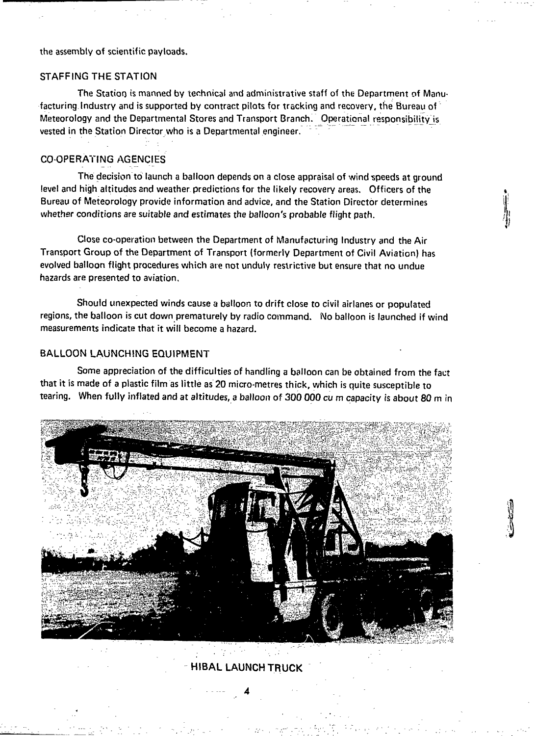the assembly of scientific payloads.

## STAFFING THE STATION

The Station is manned by technical and administrative staff of the Department of Manufacturing Industry and is supported by contract pilots for tracking and recovery, the Bureau of Meteorology and the Departmental Stores and Transport Branch. Operational responsibility is vested in the Station Director who is a Departmental engineer.

## CO-OPERATING AGENCIES

The decision to launch a balloon depends on a close appraisal of wind speeds at ground level and high altitudes and weather predictions for the likely recovery areas. Officers of the Bureau of Meteorology provide information and advice, and the Station Director determines whether conditions are suitable and estimates the balloon's probable flight path.

Close co-operation between the Department of Manufacturing Industry and the Air Transport Group of the Department of Transport (formerly Department of Civil Aviation) has evolved balloon flight procedures which are not unduly restrictive but ensure that no undue hazards are presented to aviation.

Should unexpected winds cause a balloon to drift close to civil airlanes or populated regions, the balloon is cut down prematurely by radio command. No balloon is launched if wind measurements indicate that it will become a hazard.

## BALLOON LAUNCHING EQUIPMENT

Some appreciation of the difficulties of handling a balloon can be obtained from the fact that it is made of a plastic film as little as 20 micro-metres thick, which is quite susceptible to tearing. When fully inflated and at altitudes, a balloon of 300 000 cu m capacity is about 80 m in

HIBAL LAUNCH TRUCK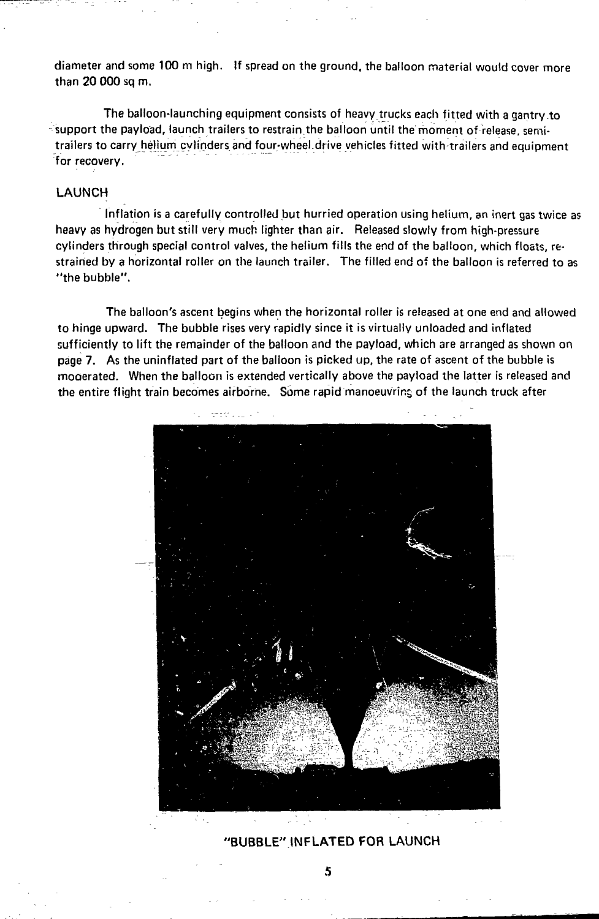diameter and some 100 m high. If spread on the ground, the balloon material would cover more than 20 000 sq m.

The balloon-launching equipment consists of heavy trucks each fitted with a gantry to support the payload, launch trailers to restrain the balloon until the moment of release, semi-trailers to carry helium cylinders and four-wheel drive vehicles fitted with trailers and equipment for recovery.

## LAUNCH

Inflation is a carefully controlled but hurried operation using helium, an inert gas twice as heavy as hydrogen but still very much lighter than air. Released slowly from high-pressure cylinders through special control valves, the helium fills the end of the balloon, which floats, restrained by a horizontal roller on the launch trailer. The filled end of the balloon is referred to as "the bubble".

The balloon's ascent begins when the horizontal roller is released at one end and allowed to hinge upward. The bubble rises very rapidly since it is virtually unloaded and inflated sufficiently to lift the remainder of the balloon and the payload, which are arranged as shown on page 7. As the uninflated part of the balloon is picked up, the rate of ascent of the bubble is moderated. When the balloon is extended vertically above the payload the latter is released and the entire flight train becomes airborne. Some rapid manoeuvring of the launch truck after

"BUBBLE" INFLATED FOR LAUNCH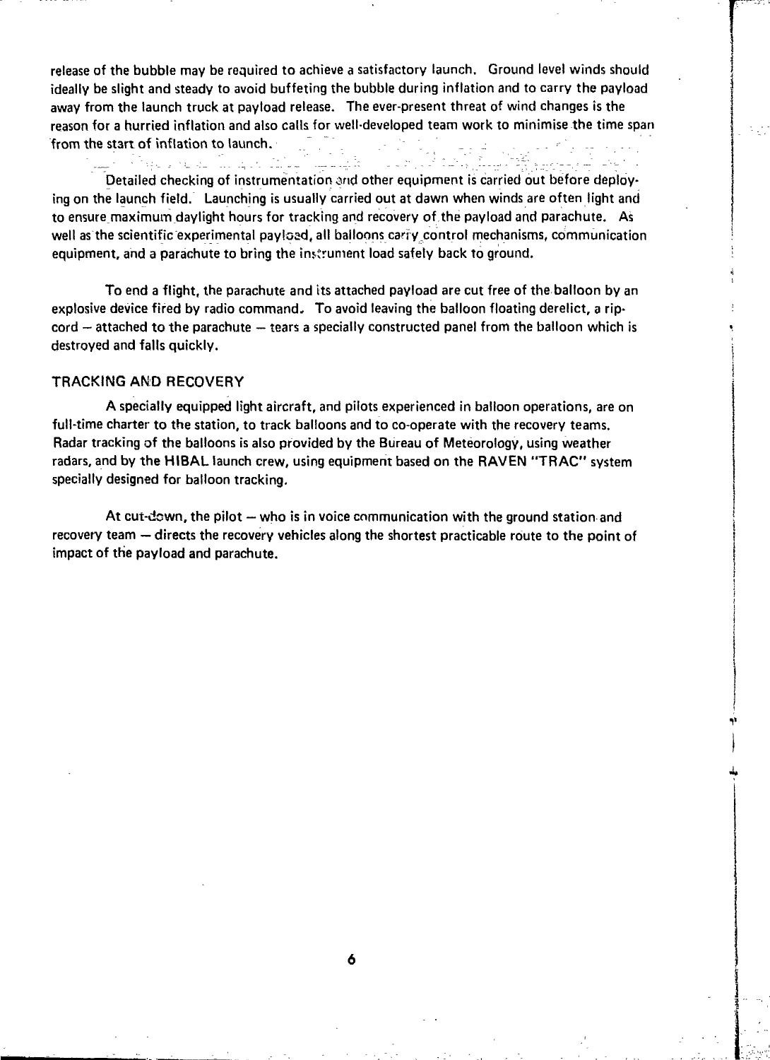release of the bubble may be required to achieve a satisfactory launch. Ground level winds should ideally be slight and steady to avoid buffeting the bubble during inflation and to carry the payload away from the launch truck at payload release. The ever-present threat of wind changes is the reason for a hurried inflation and also calls for well-developed team work to minimise the time span from the start of inflation to launch.

Detailed checking of instrumentation and other equipment is carried out before deploying on the launch field. Launching is usually carried out at dawn when winds are often light and to ensure maximum daylight hours for tracking and recovery of the payload and parachute. As well as the scientific experimental payload, all balloons carry control mechanisms, communication equipment, and a parachute to bring the instrument load safely back to ground.

To end a flight, the parachute and its attached payload are cut free of the balloon by an explosive device fired by radio command. To avoid leaving the balloon floating derelict, a ripcord – attached to the parachute – tears a specially constructed panel from the balloon which is destroyed and falls quickly.

## TRACKING AND RECOVERY

A specially equipped light aircraft, and pilots experienced in balloon operations, are on full-time charter to the station, to track balloons and to co-operate with the recovery teams. Radar tracking of the balloons is also provided by the Bureau of Meteorology, using weather radars, and by the HIBAL launch crew, using equipment based on the RAVEN "TRAC" system specially designed for balloon tracking.

At cut-down, the pilot – who is in voice communication with the ground station and recovery team – directs the recovery vehicles along the shortest practicable route to the point of impact of the payload and parachute.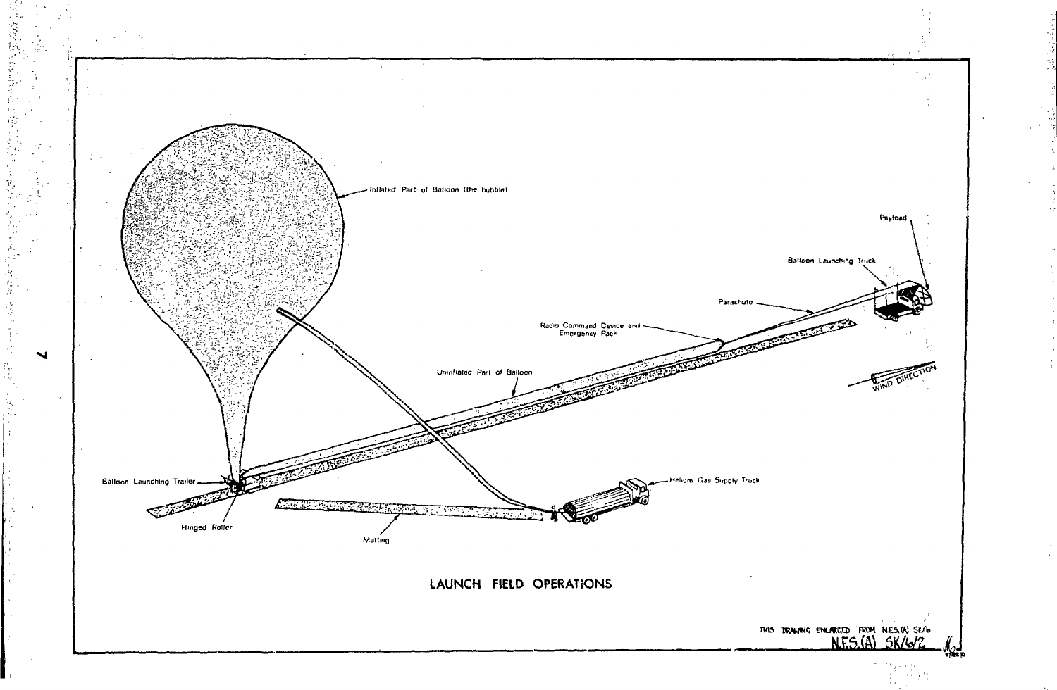Inflated Part of Balloon (the bubble)

Payload

Balloon Launching Truck

Parachute

Radio Command Device and Emergency Pack

Uninflated Part of Balloon

WIND DIRECTION

Balloon Launching Trailer

Helium Gas Supply Truck

Hinged Roller

Matting

LAUNCH FIELD OPERATIONS

THIS DRAWING ENLARGED FROM N.E.S.(A) SK/6

N.E.S.(A) SK/6/2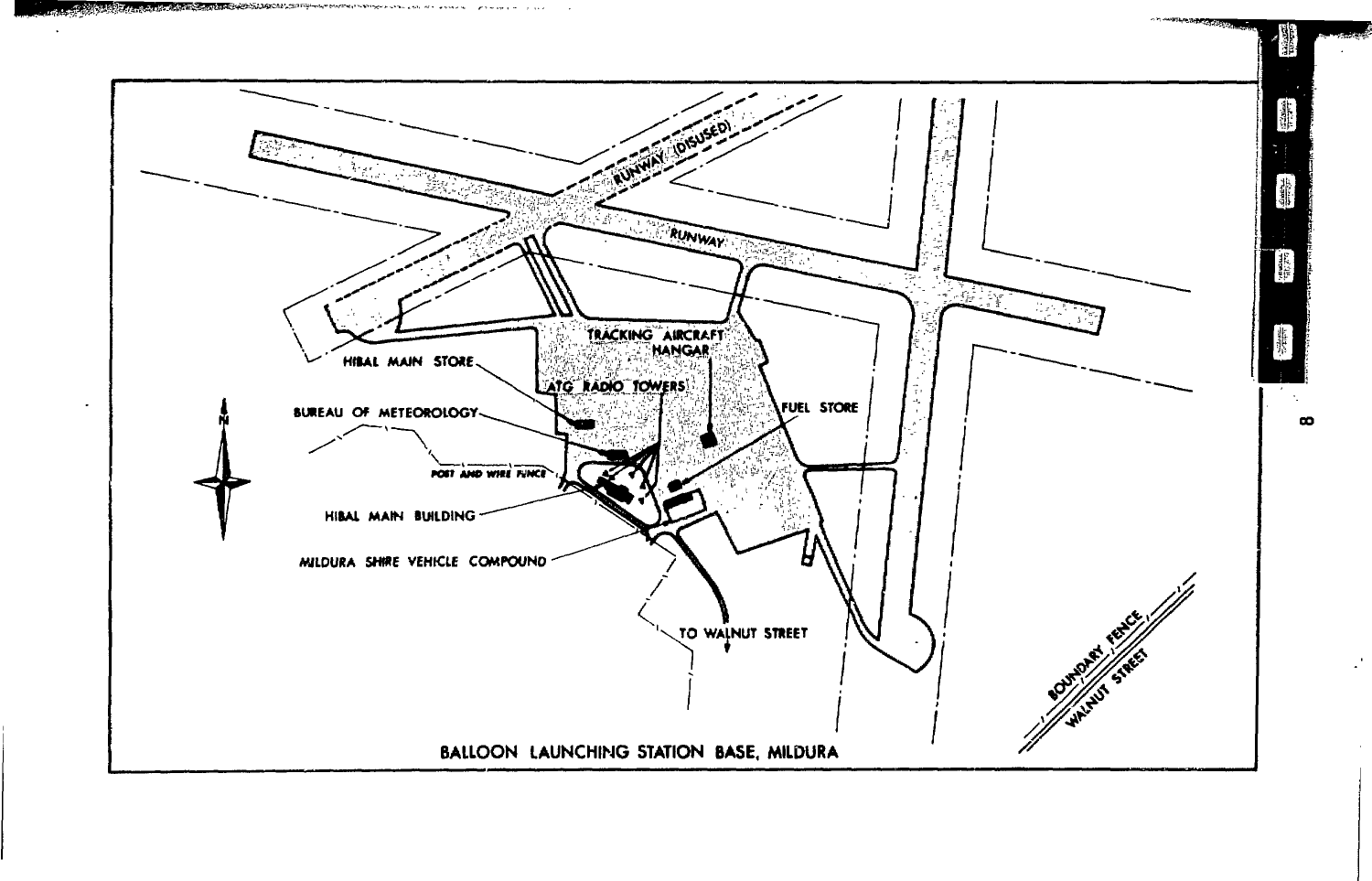RUNWAY (DISUSED)

RUNWAY

TRACKING AIRCRAFT HANGAR

HIBAL MAIN STORE

ATG RADIO TOWERS

BUREAU OF METEOROLOGY

FUEL STORE

POST AND WIRE FENCE

HIBAL MAIN BUILDING

MILDURA SHIRE VEHICLE COMPOUND

TO WALNUT STREET

N

BOUNDARY FENCE

WALNUT STREET

BALLOON LAUNCHING STATION BASE, MILDURA